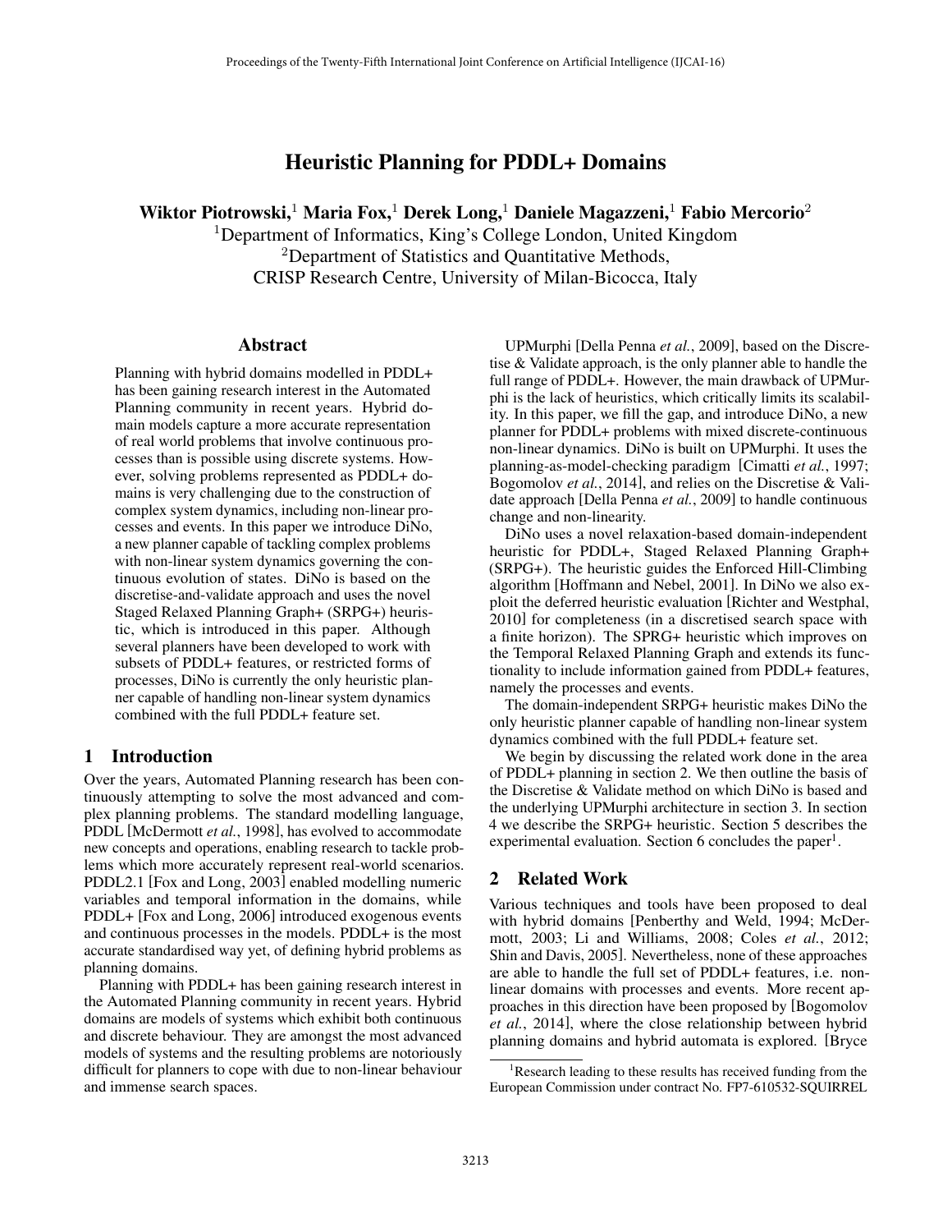# Heuristic Planning for PDDL+ Domains

**Wiktor Piotrowski,[1] Maria Fox,[1] Derek Long,[1] Daniele Magazzeni,[1] Fabio Mercorio[2]**

[1]Department of Informatics, King's College London, United Kingdom

[2]Department of Statistics and Quantitative Methods, CRISP Research Centre, University of Milan-Bicocca, Italy

## Abstract

Planning with hybrid domains modelled in PDDL+ has been gaining research interest in the Automated Planning community in recent years. Hybrid domain models capture a more accurate representation of real world problems that involve continuous processes than is possible using discrete systems. However, solving problems represented as PDDL+ domains is very challenging due to the construction of complex system dynamics, including non-linear processes and events. In this paper we introduce DiNo, a new planner capable of tackling complex problems with non-linear system dynamics governing the continuous evolution of states. DiNo is based on the discretise-and-validate approach and uses the novel Staged Relaxed Planning Graph+ (SRPG+) heuristic, which is introduced in this paper. Although several planners have been developed to work with subsets of PDDL+ features, or restricted forms of processes, DiNo is currently the only heuristic planner capable of handling non-linear system dynamics combined with the full PDDL+ feature set.

## 1 Introduction

Over the years, Automated Planning research has been continuously attempting to solve the most advanced and complex planning problems. The standard modelling language, PDDL [McDermott *et al.*, 1998], has evolved to accommodate new concepts and operations, enabling research to tackle problems which more accurately represent real-world scenarios. PDDL2.1 [Fox and Long, 2003] enabled modelling numeric variables and temporal information in the domains, while PDDL+ [Fox and Long, 2006] introduced exogenous events and continuous processes in the models. PDDL+ is the most accurate standardised way yet, of defining hybrid problems as planning domains.

Planning with PDDL+ has been gaining research interest in the Automated Planning community in recent years. Hybrid domains are models of systems which exhibit both continuous and discrete behaviour. They are amongst the most advanced models of systems and the resulting problems are notoriously difficult for planners to cope with due to non-linear behaviour and immense search spaces.

UPMurphi [Della Penna *et al.*, 2009], based on the Discretise & Validate approach, is the only planner able to handle the full range of PDDL+. However, the main drawback of UPMurphi is the lack of heuristics, which critically limits its scalability. In this paper, we fill the gap, and introduce DiNo, a new planner for PDDL+ problems with mixed discrete-continuous non-linear dynamics. DiNo is built on UPMurphi. It uses the planning-as-model-checking paradigm [Cimatti *et al.*, 1997; Bogomolov *et al.*, 2014], and relies on the Discretise & Validate approach [Della Penna *et al.*, 2009] to handle continuous change and non-linearity.

DiNo uses a novel relaxation-based domain-independent heuristic for PDDL+, Staged Relaxed Planning Graph+ (SRPG+). The heuristic guides the Enforced Hill-Climbing algorithm [Hoffmann and Nebel, 2001]. In DiNo we also exploit the deferred heuristic evaluation [Richter and Westphal, 2010] for completeness (in a discretised search space with a finite horizon). The SPRG+ heuristic which improves on the Temporal Relaxed Planning Graph and extends its functionality to include information gained from PDDL+ features, namely the processes and events.

The domain-independent SRPG+ heuristic makes DiNo the only heuristic planner capable of handling non-linear system dynamics combined with the full PDDL+ feature set.

We begin by discussing the related work done in the area of PDDL+ planning in section 2. We then outline the basis of the Discretise & Validate method on which DiNo is based and the underlying UPMurphi architecture in section 3. In section 4 we describe the SRPG+ heuristic. Section 5 describes the experimental evaluation. Section 6 concludes the paper[1].

## 2 Related Work

Various techniques and tools have been proposed to deal with hybrid domains [Penberthy and Weld, 1994; McDermott, 2003; Li and Williams, 2008; Coles *et al.*, 2012; Shin and Davis, 2005]. Nevertheless, none of these approaches are able to handle the full set of PDDL+ features, i.e. non-linear domains with processes and events. More recent approaches in this direction have been proposed by [Bogomolov *et al.*, 2014], where the close relationship between hybrid planning domains and hybrid automata is explored. [Bryce

[1]Research leading to these results has received funding from the European Commission under contract No. FP7-610532-SQUIRREL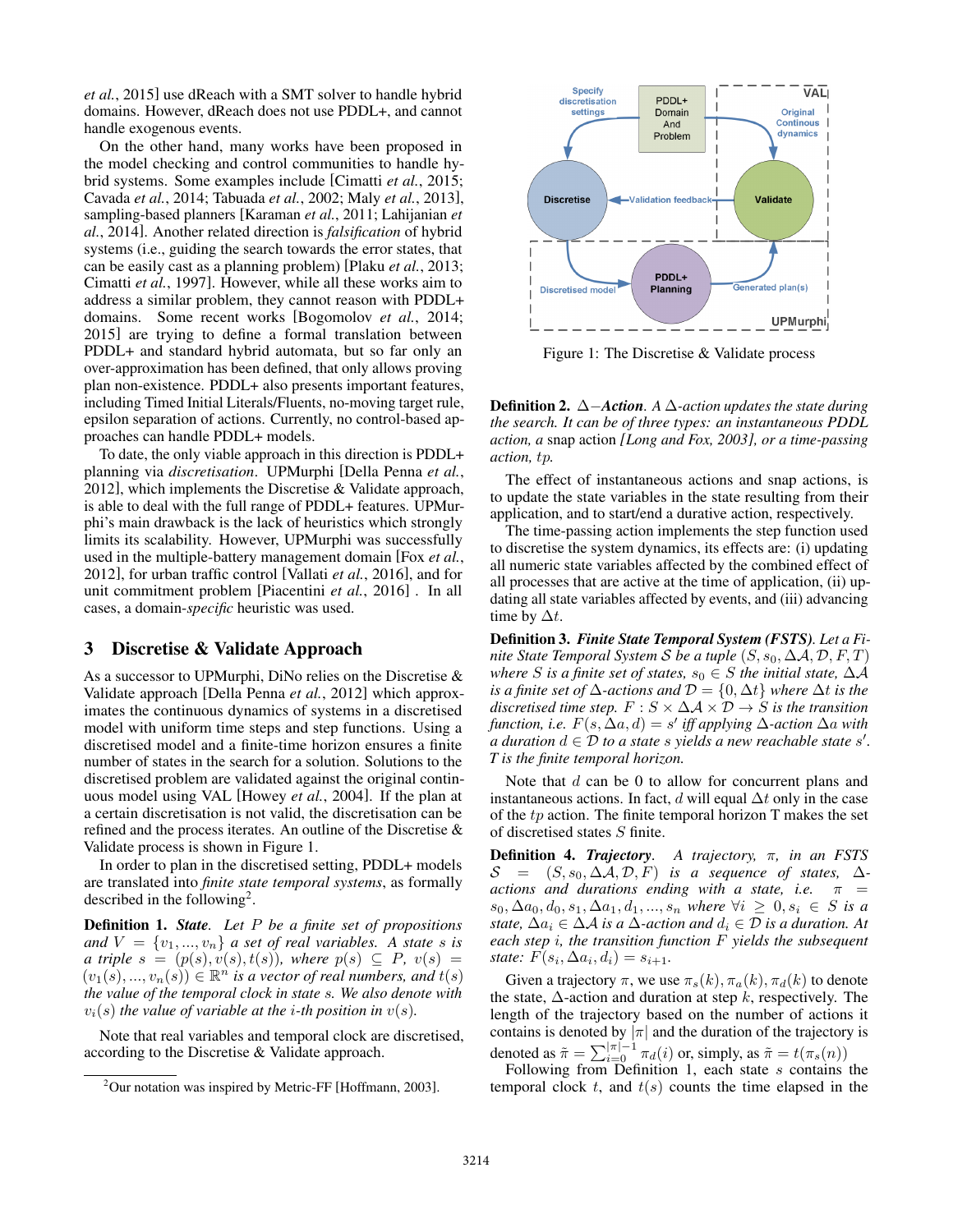*et al.*, 2015] use dReach with a SMT solver to handle hybrid domains. However, dReach does not use PDDL+, and cannot handle exogenous events.

On the other hand, many works have been proposed in the model checking and control communities to handle hybrid systems. Some examples include [Cimatti *et al.*, 2015; Cavada *et al.*, 2014; Tabuada *et al.*, 2002; Maly *et al.*, 2013], sampling-based planners [Karaman *et al.*, 2011; Lahijanian *et al.*, 2014]. Another related direction is *falsification* of hybrid systems (i.e., guiding the search towards the error states, that can be easily cast as a planning problem) [Plaku *et al.*, 2013; Cimatti *et al.*, 1997]. However, while all these works aim to address a similar problem, they cannot reason with PDDL+ domains. Some recent works [Bogomolov *et al.*, 2014; 2015] are trying to define a formal translation between PDDL+ and standard hybrid automata, but so far only an over-approximation has been defined, that only allows proving plan non-existence. PDDL+ also presents important features, including Timed Initial Literals/Fluents, no-moving target rule, epsilon separation of actions. Currently, no control-based approaches can handle PDDL+ models.

To date, the only viable approach in this direction is PDDL+ planning via *discretisation*. UPMurphi [Della Penna *et al.*, 2012], which implements the Discretise & Validate approach, is able to deal with the full range of PDDL+ features. UPMurphi's main drawback is the lack of heuristics which strongly limits its scalability. However, UPMurphi was successfully used in the multiple-battery management domain [Fox *et al.*, 2012], for urban traffic control [Vallati *et al.*, 2016], and for unit commitment problem [Piacentini *et al.*, 2016] . In all cases, a domain-*specific* heuristic was used.

## 3 Discretise & Validate Approach

As a successor to UPMurphi, DiNo relies on the Discretise & Validate approach [Della Penna *et al.*, 2012] which approximates the continuous dynamics of systems in a discretised model with uniform time steps and step functions. Using a discretised model and a finite-time horizon ensures a finite number of states in the search for a solution. Solutions to the discretised problem are validated against the original continuous model using VAL [Howey *et al.*, 2004]. If the plan at a certain discretisation is not valid, the discretisation can be refined and the process iterates. An outline of the Discretise & Validate process is shown in Figure 1.

In order to plan in the discretised setting, PDDL+ models are translated into *finite state temporal systems*, as formally described in the following[2].

**Definition 1.** ***State***. *Let $P$ be a finite set of propositions and $V = \{v_1, ..., v_n\}$ a set of real variables. A state $s$ is a triple $s = (p(s), v(s), t(s))$, where $p(s) \subseteq P$, $v(s) = (v_1(s), ..., v_n(s)) \in \mathbb{R}^n$ is a vector of real numbers, and $t(s)$ the value of the temporal clock in state $s$. We also denote with $v_i(s)$ the value of variable at the $i$-th position in $v(s)$.*

Note that real variables and temporal clock are discretised, according to the Discretise & Validate approach.

[2] Our notation was inspired by Metric-FF [Hoffmann, 2003].

Figure 1: The Discretise & Validate process

**Definition 2.** ***$\Delta$−Action***. *A $\Delta$-action updates the state during the search. It can be of three types: an instantaneous PDDL action, a* snap action *[Long and Fox, 2003], or a time-passing action, $tp$.*

The effect of instantaneous actions and snap actions, is to update the state variables in the state resulting from their application, and to start/end a durative action, respectively.

The time-passing action implements the step function used to discretise the system dynamics, its effects are: (i) updating all numeric state variables affected by the combined effect of all processes that are active at the time of application, (ii) updating all state variables affected by events, and (iii) advancing time by $\Delta t$.

**Definition 3.** ***Finite State Temporal System (FSTS)***. *Let a Finite State Temporal System $\mathcal{S}$ be a tuple $(S, s_0, \Delta\mathcal{A}, \mathcal{D}, F, T)$ where $S$ is a finite set of states, $s_0 \in S$ the initial state, $\Delta\mathcal{A}$ is a finite set of $\Delta$-actions and $\mathcal{D} = \{0, \Delta t\}$ where $\Delta t$ is the discretised time step. $F : S \times \Delta\mathcal{A} \times \mathcal{D} \rightarrow S$ is the transition function, i.e. $F(s, \Delta a, d) = s'$ iff applying $\Delta$-action $\Delta a$ with a duration $d \in \mathcal{D}$ to a state $s$ yields a new reachable state $s'$. $T$ is the finite temporal horizon.*

Note that $d$ can be 0 to allow for concurrent plans and instantaneous actions. In fact, $d$ will equal $\Delta t$ only in the case of the $tp$ action. The finite temporal horizon T makes the set of discretised states $S$ finite.

**Definition 4.** ***Trajectory***. *A trajectory, $\pi$, in an FSTS $\mathcal{S} = (S, s_0, \Delta\mathcal{A}, \mathcal{D}, F)$ is a sequence of states, $\Delta$-actions and durations ending with a state, i.e. $\pi = s_0, \Delta a_0, d_0, s_1, \Delta a_1, d_1, ..., s_n$ where $\forall i \geq 0, s_i \in S$ is a state, $\Delta a_i \in \Delta\mathcal{A}$ is a $\Delta$-action and $d_i \in \mathcal{D}$ is a duration. At each step $i$, the transition function $F$ yields the subsequent state: $F(s_i, \Delta a_i, d_i) = s_{i+1}$.*

Given a trajectory $\pi$, we use $\pi_s(k), \pi_a(k), \pi_d(k)$ to denote the state, $\Delta$-action and duration at step $k$, respectively. The length of the trajectory based on the number of actions it contains is denoted by $|\pi|$ and the duration of the trajectory is denoted as $\tilde{\pi} = \sum_{i=0}^{|\pi|-1} \pi_d(i)$ or, simply, as $\tilde{\pi} = t(\pi_s(n))$

Following from Definition 1, each state $s$ contains the temporal clock $t$, and $t(s)$ counts the time elapsed in the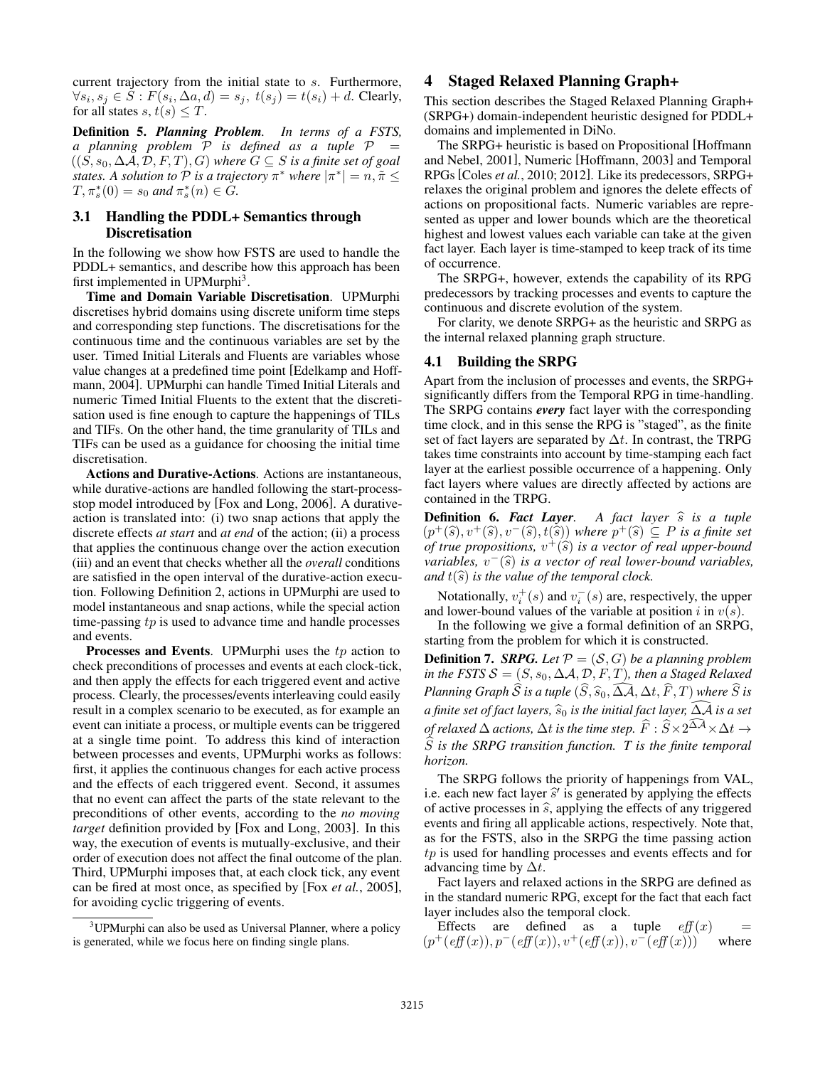current trajectory from the initial state to $s$. Furthermore, $\forall s_i, s_j \in S : F(s_i, \Delta a, d) = s_j,\ t(s_j) = t(s_i) + d$. Clearly, for all states $s$, $t(s) \leq T$.

**Definition 5.** ***Planning Problem.*** *In terms of a FSTS, a planning problem $\mathcal{P}$ is defined as a tuple $\mathcal{P} = ((S, s_0, \Delta\mathcal{A}, \mathcal{D}, F, T), G)$ where $G \subseteq S$ is a finite set of goal states. A solution to $\mathcal{P}$ is a trajectory $\pi^*$ where $|\pi^*| = n, \tilde{\pi} \leq T, \pi^*_s(0) = s_0$ and $\pi^*_s(n) \in G$.*

### 3.1 Handling the PDDL+ Semantics through Discretisation

In the following we show how FSTS are used to handle the PDDL+ semantics, and describe how this approach has been first implemented in UPMurphi[3].

**Time and Domain Variable Discretisation**. UPMurphi discretises hybrid domains using discrete uniform time steps and corresponding step functions. The discretisations for the continuous time and the continuous variables are set by the user. Timed Initial Literals and Fluents are variables whose value changes at a predefined time point [Edelkamp and Hoffmann, 2004]. UPMurphi can handle Timed Initial Literals and numeric Timed Initial Fluents to the extent that the discretisation used is fine enough to capture the happenings of TILs and TIFs. On the other hand, the time granularity of TILs and TIFs can be used as a guidance for choosing the initial time discretisation.

**Actions and Durative-Actions**. Actions are instantaneous, while durative-actions are handled following the start-process-stop model introduced by [Fox and Long, 2006]. A durative-action is translated into: (i) two snap actions that apply the discrete effects *at start* and *at end* of the action; (ii) a process that applies the continuous change over the action execution (iii) and an event that checks whether all the *overall* conditions are satisfied in the open interval of the durative-action execution. Following Definition 2, actions in UPMurphi are used to model instantaneous and snap actions, while the special action time-passing $tp$ is used to advance time and handle processes and events.

**Processes and Events**. UPMurphi uses the $tp$ action to check preconditions of processes and events at each clock-tick, and then apply the effects for each triggered event and active process. Clearly, the processes/events interleaving could easily result in a complex scenario to be executed, as for example an event can initiate a process, or multiple events can be triggered at a single time point. To address this kind of interaction between processes and events, UPMurphi works as follows: first, it applies the continuous changes for each active process and the effects of each triggered event. Second, it assumes that no event can affect the parts of the state relevant to the preconditions of other events, according to the *no moving target* definition provided by [Fox and Long, 2003]. In this way, the execution of events is mutually-exclusive, and their order of execution does not affect the final outcome of the plan. Third, UPMurphi imposes that, at each clock tick, any event can be fired at most once, as specified by [Fox *et al.*, 2005], for avoiding cyclic triggering of events.

[3] UPMurphi can also be used as Universal Planner, where a policy is generated, while we focus here on finding single plans.

## 4 Staged Relaxed Planning Graph+

This section describes the Staged Relaxed Planning Graph+ (SRPG+) domain-independent heuristic designed for PDDL+ domains and implemented in DiNo.

The SRPG+ heuristic is based on Propositional [Hoffmann and Nebel, 2001], Numeric [Hoffmann, 2003] and Temporal RPGs [Coles *et al.*, 2010; 2012]. Like its predecessors, SRPG+ relaxes the original problem and ignores the delete effects of actions on propositional facts. Numeric variables are represented as upper and lower bounds which are the theoretical highest and lowest values each variable can take at the given fact layer. Each layer is time-stamped to keep track of its time of occurrence.

The SRPG+, however, extends the capability of its RPG predecessors by tracking processes and events to capture the continuous and discrete evolution of the system.

For clarity, we denote SRPG+ as the heuristic and SRPG as the internal relaxed planning graph structure.

### 4.1 Building the SRPG

Apart from the inclusion of processes and events, the SRPG+ significantly differs from the Temporal RPG in time-handling. The SRPG contains ***every*** fact layer with the corresponding time clock, and in this sense the RPG is "staged", as the finite set of fact layers are separated by $\Delta t$. In contrast, the TRPG takes time constraints into account by time-stamping each fact layer at the earliest possible occurrence of a happening. Only fact layers where values are directly affected by actions are contained in the TRPG.

**Definition 6.** ***Fact Layer.*** *A fact layer $\widehat{s}$ is a tuple $(p^+(\widehat{s}), v^+(\widehat{s}), v^-(\widehat{s}), t(\widehat{s}))$ where $p^+(\widehat{s}) \subseteq P$ is a finite set of true propositions, $v^+(\widehat{s})$ is a vector of real upper-bound variables, $v^-(\widehat{s})$ is a vector of real lower-bound variables, and $t(\widehat{s})$ is the value of the temporal clock.*

Notationally, $v_i^+(s)$ and $v_i^-(s)$ are, respectively, the upper and lower-bound values of the variable at position $i$ in $v(s)$.

In the following we give a formal definition of an SRPG, starting from the problem for which it is constructed.

**Definition 7.** ***SRPG.*** *Let $\mathcal{P} = (\mathcal{S}, G)$ be a planning problem in the FSTS $\mathcal{S} = (S, s_0, \Delta\mathcal{A}, \mathcal{D}, F, T)$, then a Staged Relaxed Planning Graph $\widehat{\mathcal{S}}$ is a tuple $(\widehat{S}, \widehat{s}_0, \widehat{\Delta\mathcal{A}}, \Delta t, \widehat{F}, T)$ where $\widehat{S}$ is a finite set of fact layers, $\widehat{s}_0$ is the initial fact layer, $\widehat{\Delta\mathcal{A}}$ is a set of relaxed $\Delta$ actions, $\Delta t$ is the time step. $\widehat{F} : \widehat{S} \times 2^{\widehat{\Delta\mathcal{A}}} \times \Delta t \rightarrow \widehat{S}$ is the SRPG transition function. $T$ is the finite temporal horizon.*

The SRPG follows the priority of happenings from VAL, i.e. each new fact layer $\widehat{s}'$ is generated by applying the effects of active processes in $\widehat{s}$, applying the effects of any triggered events and firing all applicable actions, respectively. Note that, as for the FSTS, also in the SRPG the time passing action $tp$ is used for handling processes and events effects and for advancing time by $\Delta t$.

Fact layers and relaxed actions in the SRPG are defined as in the standard numeric RPG, except for the fact that each fact layer includes also the temporal clock.

Effects are defined as a tuple $\mathit{eff}(x) = (p^+(\mathit{eff}(x)), p^-(\mathit{eff}(x)), v^+(\mathit{eff}(x)), v^-(\mathit{eff}(x)))$ where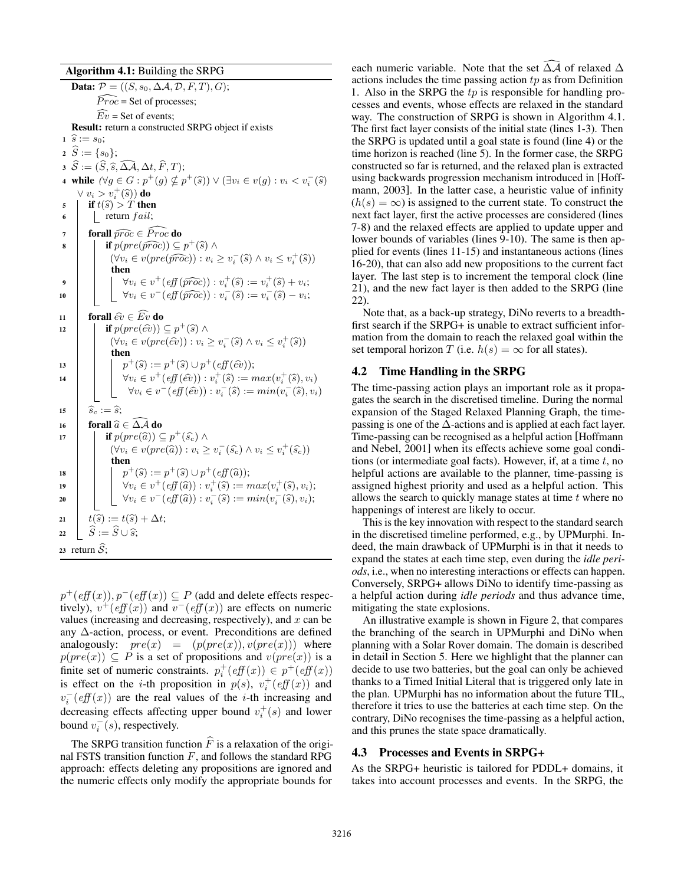**Algorithm 4.1:** Building the SRPG

```
Data: P = ((S, s_0, ΔA, D, F, T), G);
      Proc^ = Set of processes;
      Ev^ = Set of events;
Result: return a constructed SRPG object if exists
1  ŝ := s_0;
2  Ŝ := {s_0};
3  𝒮^ := (Ŝ, ŝ, ΔA^, Δt, F^, T);
4  while (∀g ∈ G : p^+(g) ⊈ p^+(ŝ)) ∨ (∃v_i ∈ v(g) : v_i < v_i^-(ŝ)
      ∨ v_i > v_i^+(ŝ)) do
5     if t(ŝ) > T then
6        return fail;
7     forall proc^ ∈ Proc^ do
8        if p(pre(proc^)) ⊆ p^+(ŝ) ∧
           (∀v_i ∈ v(pre(proc^)) : v_i ≥ v_i^-(ŝ) ∧ v_i ≤ v_i^+(ŝ))
           then
9           ∀v_i ∈ v^+(eff(proc^)) : v_i^+(ŝ) := v_i^+(ŝ) + v_i;
10          ∀v_i ∈ v^-(eff(proc^)) : v_i^-(ŝ) := v_i^-(ŝ) − v_i;
11    forall ev^ ∈ Ev^ do
12       if p(pre(ev^)) ⊆ p^+(ŝ) ∧
           (∀v_i ∈ v(pre(ev^)) : v_i ≥ v_i^-(ŝ) ∧ v_i ≤ v_i^+(ŝ))
           then
13          p^+(ŝ) := p^+(ŝ) ∪ p^+(eff(ev^));
14          ∀v_i ∈ v^+(eff(ev^)) : v_i^+(ŝ) := max(v_i^+(ŝ), v_i)
            ∀v_i ∈ v^-(eff(ev^)) : v_i^-(ŝ) := min(v_i^-(ŝ), v_i)
15    ŝ_c := ŝ;
16    forall â ∈ ΔA^ do
17       if p(pre(â)) ⊆ p^+(ŝ_c) ∧
           (∀v_i ∈ v(pre(â)) : v_i ≥ v_i^-(ŝ_c) ∧ v_i ≤ v_i^+(ŝ_c))
           then
18          p^+(ŝ) := p^+(ŝ) ∪ p^+(eff(â));
19          ∀v_i ∈ v^+(eff(â)) : v_i^+(ŝ) := max(v_i^+(ŝ), v_i);
20          ∀v_i ∈ v^-(eff(â)) : v_i^-(ŝ) := min(v_i^-(ŝ), v_i);
21    t(ŝ) := t(ŝ) + Δt;
22    Ŝ := Ŝ ∪ ŝ;
23 return 𝒮^;
```

$p^+(\mathit{eff}(x)), p^-(\mathit{eff}(x)) \subseteq P$ (add and delete effects respectively), $v^+(\mathit{eff}(x))$ and $v^-(\mathit{eff}(x))$ are effects on numeric values (increasing and decreasing, respectively), and $x$ can be any $\Delta$-action, process, or event. Preconditions are defined analogously: $pre(x) = (p(pre(x)), v(pre(x)))$ where $p(pre(x)) \subseteq P$ is a set of propositions and $v(pre(x))$ is a finite set of numeric constraints. $p_i^+(\mathit{eff}(x)) \in p^+(\mathit{eff}(x))$ is effect on the $i$-th proposition in $p(s)$, $v_i^+(\mathit{eff}(x))$ and $v_i^-(\mathit{eff}(x))$ are the real values of the $i$-th increasing and decreasing effects affecting upper bound $v_i^+(s)$ and lower bound $v_i^-(s)$, respectively.

The SRPG transition function $\widehat{F}$ is a relaxation of the original FSTS transition function $F$, and follows the standard RPG approach: effects deleting any propositions are ignored and the numeric effects only modify the appropriate bounds for each numeric variable. Note that the set $\widehat{\Delta\mathcal{A}}$ of relaxed $\Delta$ actions includes the time passing action $tp$ as from Definition 1. Also in the SRPG the $tp$ is responsible for handling processes and events, whose effects are relaxed in the standard way. The construction of SRPG is shown in Algorithm 4.1. The first fact layer consists of the initial state (lines 1-3). Then the SRPG is updated until a goal state is found (line 4) or the time horizon is reached (line 5). In the former case, the SRPG constructed so far is returned, and the relaxed plan is extracted using backwards progression mechanism introduced in [Hoffmann, 2003]. In the latter case, a heuristic value of infinity ($h(s) = \infty$) is assigned to the current state. To construct the next fact layer, first the active processes are considered (lines 7-8) and the relaxed effects are applied to update upper and lower bounds of variables (lines 9-10). The same is then applied for events (lines 11-15) and instantaneous actions (lines 16-20), that can also add new propositions to the current fact layer. The last step is to increment the temporal clock (line 21), and the new fact layer is then added to the SRPG (line 22).

Note that, as a back-up strategy, DiNo reverts to a breadth-first search if the SRPG+ is unable to extract sufficient information from the domain to reach the relaxed goal within the set temporal horizon $T$ (i.e. $h(s) = \infty$ for all states).

## 4.2 Time Handling in the SRPG

The time-passing action plays an important role as it propagates the search in the discretised timeline. During the normal expansion of the Staged Relaxed Planning Graph, the time-passing is one of the $\Delta$-actions and is applied at each fact layer. Time-passing can be recognised as a helpful action [Hoffmann and Nebel, 2001] when its effects achieve some goal conditions (or intermediate goal facts). However, if, at a time $t$, no helpful actions are available to the planner, time-passing is assigned highest priority and used as a helpful action. This allows the search to quickly manage states at time $t$ where no happenings of interest are likely to occur.

This is the key innovation with respect to the standard search in the discretised timeline performed, e.g., by UPMurphi. Indeed, the main drawback of UPMurphi is in that it needs to expand the states at each time step, even during the *idle periods*, i.e., when no interesting interactions or effects can happen. Conversely, SRPG+ allows DiNo to identify time-passing as a helpful action during *idle periods* and thus advance time, mitigating the state explosions.

An illustrative example is shown in Figure 2, that compares the branching of the search in UPMurphi and DiNo when planning with a Solar Rover domain. The domain is described in detail in Section 5. Here we highlight that the planner can decide to use two batteries, but the goal can only be achieved thanks to a Timed Initial Literal that is triggered only late in the plan. UPMurphi has no information about the future TIL, therefore it tries to use the batteries at each time step. On the contrary, DiNo recognises the time-passing as a helpful action, and this prunes the state space dramatically.

## 4.3 Processes and Events in SRPG+

As the SRPG+ heuristic is tailored for PDDL+ domains, it takes into account processes and events. In the SRPG, the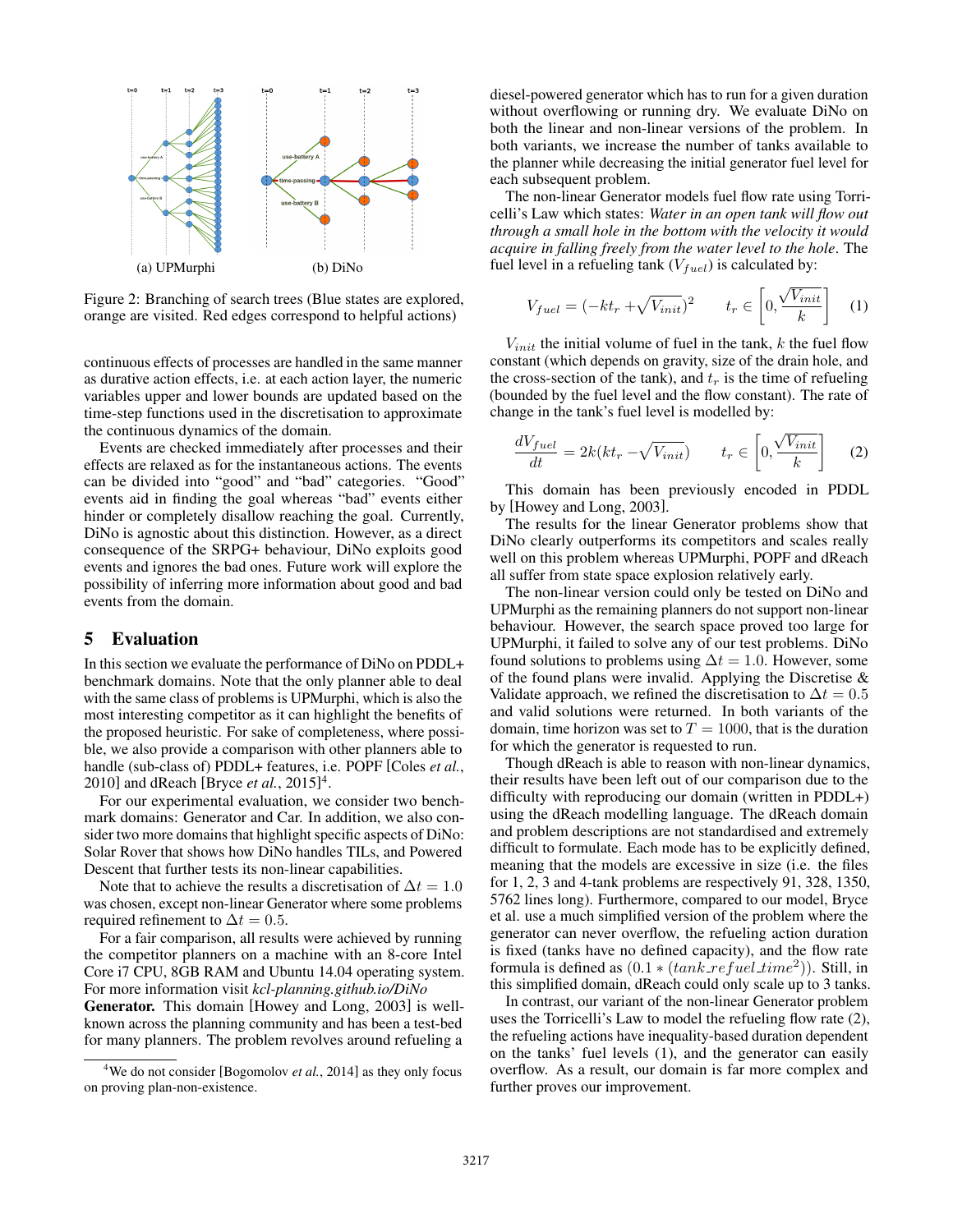Figure 2: Branching of search trees (Blue states are explored, orange are visited. Red edges correspond to helpful actions)

continuous effects of processes are handled in the same manner as durative action effects, i.e. at each action layer, the numeric variables upper and lower bounds are updated based on the time-step functions used in the discretisation to approximate the continuous dynamics of the domain.

Events are checked immediately after processes and their effects are relaxed as for the instantaneous actions. The events can be divided into "good" and "bad" categories. "Good" events aid in finding the goal whereas "bad" events either hinder or completely disallow reaching the goal. Currently, DiNo is agnostic about this distinction. However, as a direct consequence of the SRPG+ behaviour, DiNo exploits good events and ignores the bad ones. Future work will explore the possibility of inferring more information about good and bad events from the domain.

## 5 Evaluation

In this section we evaluate the performance of DiNo on PDDL+ benchmark domains. Note that the only planner able to deal with the same class of problems is UPMurphi, which is also the most interesting competitor as it can highlight the benefits of the proposed heuristic. For sake of completeness, where possible, we also provide a comparison with other planners able to handle (sub-class of) PDDL+ features, i.e. POPF [Coles *et al.*, 2010] and dReach [Bryce *et al.*, 2015][4].

For our experimental evaluation, we consider two benchmark domains: Generator and Car. In addition, we also consider two more domains that highlight specific aspects of DiNo: Solar Rover that shows how DiNo handles TILs, and Powered Descent that further tests its non-linear capabilities.

Note that to achieve the results a discretisation of $\Delta t = 1.0$ was chosen, except non-linear Generator where some problems required refinement to $\Delta t = 0.5$.

For a fair comparison, all results were achieved by running the competitor planners on a machine with an 8-core Intel Core i7 CPU, 8GB RAM and Ubuntu 14.04 operating system. For more information visit *kcl-planning.github.io/DiNo*

**Generator.** This domain [Howey and Long, 2003] is well-known across the planning community and has been a test-bed for many planners. The problem revolves around refueling a diesel-powered generator which has to run for a given duration without overflowing or running dry. We evaluate DiNo on both the linear and non-linear versions of the problem. In both variants, we increase the number of tanks available to the planner while decreasing the initial generator fuel level for each subsequent problem.

The non-linear Generator models fuel flow rate using Torricelli's Law which states: *Water in an open tank will flow out through a small hole in the bottom with the velocity it would acquire in falling freely from the water level to the hole*. The fuel level in a refueling tank ($V_{fuel}$) is calculated by:

$$V_{fuel} = (-kt_r + \sqrt{V_{init}})^2 \qquad t_r \in \left[0, \frac{\sqrt{V_{init}}}{k}\right] \qquad (1)$$

$V_{init}$ the initial volume of fuel in the tank, $k$ the fuel flow constant (which depends on gravity, size of the drain hole, and the cross-section of the tank), and $t_r$ is the time of refueling (bounded by the fuel level and the flow constant). The rate of change in the tank's fuel level is modelled by:

$$\frac{dV_{fuel}}{dt} = 2k(kt_r - \sqrt{V_{init}}) \qquad t_r \in \left[0, \frac{\sqrt{V_{init}}}{k}\right] \qquad (2)$$

This domain has been previously encoded in PDDL by [Howey and Long, 2003].

The results for the linear Generator problems show that DiNo clearly outperforms its competitors and scales really well on this problem whereas UPMurphi, POPF and dReach all suffer from state space explosion relatively early.

The non-linear version could only be tested on DiNo and UPMurphi as the remaining planners do not support non-linear behaviour. However, the search space proved too large for UPMurphi, it failed to solve any of our test problems. DiNo found solutions to problems using $\Delta t = 1.0$. However, some of the found plans were invalid. Applying the Discretise & Validate approach, we refined the discretisation to $\Delta t = 0.5$ and valid solutions were returned. In both variants of the domain, time horizon was set to $T = 1000$, that is the duration for which the generator is requested to run.

Though dReach is able to reason with non-linear dynamics, their results have been left out of our comparison due to the difficulty with reproducing our domain (written in PDDL+) using the dReach modelling language. The dReach domain and problem descriptions are not standardised and extremely difficult to formulate. Each mode has to be explicitly defined, meaning that the models are excessive in size (i.e. the files for 1, 2, 3 and 4-tank problems are respectively 91, 328, 1350, 5762 lines long). Furthermore, compared to our model, Bryce et al. use a much simplified version of the problem where the generator can never overflow, the refueling action duration is fixed (tanks have no defined capacity), and the flow rate formula is defined as $(0.1 * (tank\_refuel\_time^2))$. Still, in this simplified domain, dReach could only scale up to 3 tanks.

In contrast, our variant of the non-linear Generator problem uses the Torricelli's Law to model the refueling flow rate (2), the refueling actions have inequality-based duration dependent on the tanks' fuel levels (1), and the generator can easily overflow. As a result, our domain is far more complex and further proves our improvement.

[4] We do not consider [Bogomolov *et al.*, 2014] as they only focus on proving plan-non-existence.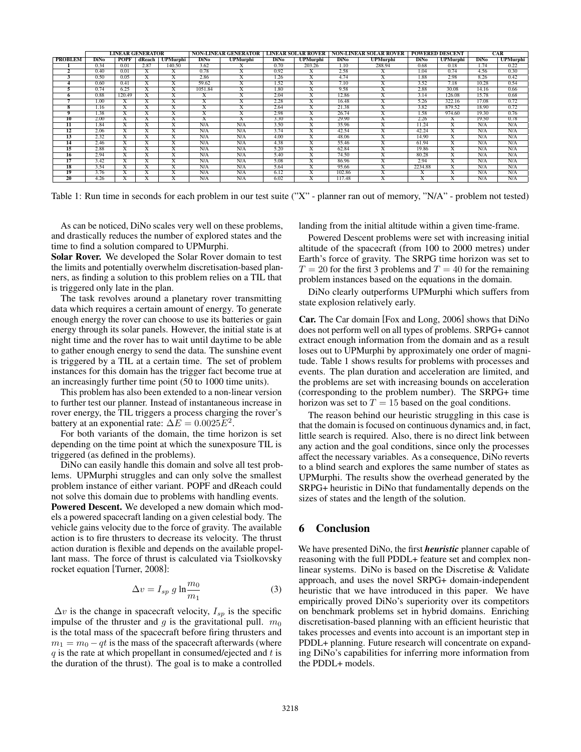| PROBLEM | LINEAR GENERATOR | | | | NON-LINEAR GENERATOR | | LINEAR SOLAR ROVER | | NON-LINEAR SOLAR ROVER | | POWERED DESCENT | | CAR | |
|---|---|---|---|---|---|---|---|---|---|---|---|---|---|---|
| | DiNo | POPF | dReach | UPMurphi | DiNo | UPMurphi | DiNo | UPMurphi | DiNo | UPMurphi | DiNo | UPMurphi | DiNo | UPMurphi |
| 1 | 0.34 | 0.01 | 2.87 | 140.50 | 3.62 | X | 0.70 | 203.26 | 1.10 | 288.94 | 0.68 | 0.18 | 1.74 | 0.22 |
| 2 | 0.40 | 0.01 | X | X | 0.78 | X | 0.92 | X | 2.58 | X | 1.04 | 0.74 | 4.56 | 0.30 |
| 3 | 0.50 | 0.05 | X | X | 2.86 | X | 1.26 | X | 4.74 | X | 1.88 | 2.98 | 8.26 | 0.42 |
| 4 | 0.60 | 0.41 | X | X | 59.62 | X | 1.52 | X | 7.10 | X | 3.52 | 7.18 | 10.28 | 0.54 |
| 5 | 0.74 | 6.25 | X | X | 1051.84 | X | 1.80 | X | 9.58 | X | 2.88 | 30.08 | 14.16 | 0.66 |
| 6 | 0.88 | 120.49 | X | X | X | X | 2.04 | X | 12.86 | X | 3.14 | 126.08 | 15.78 | 0.68 |
| 7 | 1.00 | X | X | X | X | X | 2.28 | X | 16.48 | X | 5.26 | 322.16 | 17.08 | 0.72 |
| 8 | 1.16 | X | X | X | X | X | 2.64 | X | 21.38 | X | 3.82 | 879.52 | 18.90 | 0.72 |
| 9 | 1.38 | X | X | X | X | X | 2.98 | X | 26.74 | X | 1.58 | 974.60 | 19.30 | 0.76 |
| 10 | 2.00 | X | X | X | X | X | 3.30 | X | 29.90 | X | 2.26 | X | 19.50 | 0.78 |
| 11 | 1.84 | X | X | X | N/A | N/A | 3.50 | X | 35.96 | X | 11.24 | X | N/A | N/A |
| 12 | 2.06 | X | X | X | N/A | N/A | 3.74 | X | 42.54 | X | 42.24 | X | N/A | N/A |
| 13 | 2.32 | X | X | X | N/A | N/A | 4.00 | X | 48.06 | X | 14.90 | X | N/A | N/A |
| 14 | 2.46 | X | X | X | N/A | N/A | 4.38 | X | 55.46 | X | 61.94 | X | N/A | N/A |
| 15 | 2.88 | X | X | X | N/A | N/A | 5.20 | X | 62.84 | X | 19.86 | X | N/A | N/A |
| 16 | 2.94 | X | X | X | N/A | N/A | 5.40 | X | 74.50 | X | 80.28 | X | N/A | N/A |
| 17 | 3.42 | X | X | X | N/A | N/A | 5.08 | X | 86.96 | X | 2.94 | X | N/A | N/A |
| 18 | 3.54 | X | X | X | N/A | N/A | 5.64 | X | 95.66 | X | 2234.88 | X | N/A | N/A |
| 19 | 3.76 | X | X | X | N/A | N/A | 6.12 | X | 102.86 | X | X | X | N/A | N/A |
| 20 | 4.26 | X | X | X | N/A | N/A | 6.02 | X | 117.48 | X | X | X | N/A | N/A |

Table 1: Run time in seconds for each problem in our test suite ("X" - planner ran out of memory, "N/A" - problem not tested)

As can be noticed, DiNo scales very well on these problems, and drastically reduces the number of explored states and the time to find a solution compared to UPMurphi.

**Solar Rover.** We developed the Solar Rover domain to test the limits and potentially overwhelm discretisation-based planners, as finding a solution to this problem relies on a TIL that is triggered only late in the plan.

The task revolves around a planetary rover transmitting data which requires a certain amount of energy. To generate enough energy the rover can choose to use its batteries or gain energy through its solar panels. However, the initial state is at night time and the rover has to wait until daytime to be able to gather enough energy to send the data. The sunshine event is triggered by a TIL at a certain time. The set of problem instances for this domain has the trigger fact become true at an increasingly further time point (50 to 1000 time units).

This problem has also been extended to a non-linear version to further test our planner. Instead of instantaneous increase in rover energy, the TIL triggers a process charging the rover's battery at an exponential rate: $\Delta E = 0.0025E^2$.

For both variants of the domain, the time horizon is set depending on the time point at which the sunexposure TIL is triggered (as defined in the problems).

DiNo can easily handle this domain and solve all test problems. UPMurphi struggles and can only solve the smallest problem instance of either variant. POPF and dReach could not solve this domain due to problems with handling events.

**Powered Descent.** We developed a new domain which models a powered spacecraft landing on a given celestial body. The vehicle gains velocity due to the force of gravity. The available action is to fire thrusters to decrease its velocity. The thrust action duration is flexible and depends on the available propellant mass. The force of thrust is calculated via Tsiolkovsky rocket equation [Turner, 2008]:

$$\Delta v = I_{sp}\ g \ln \frac{m_0}{m_1} \tag{3}$$

$\Delta v$ is the change in spacecraft velocity, $I_{sp}$ is the specific impulse of the thruster and $g$ is the gravitational pull. $m_0$ is the total mass of the spacecraft before firing thrusters and $m_1 = m_0 - qt$ is the mass of the spacecraft afterwards (where $q$ is the rate at which propellant in consumed/ejected and $t$ is the duration of the thrust). The goal is to make a controlled landing from the initial altitude within a given time-frame.

Powered Descent problems were set with increasing initial altitude of the spacecraft (from 100 to 2000 metres) under Earth's force of gravity. The SRPG time horizon was set to $T = 20$ for the first 3 problems and $T = 40$ for the remaining problem instances based on the equations in the domain.

DiNo clearly outperforms UPMurphi which suffers from state explosion relatively early.

**Car.** The Car domain [Fox and Long, 2006] shows that DiNo does not perform well on all types of problems. SRPG+ cannot extract enough information from the domain and as a result loses out to UPMurphi by approximately one order of magnitude. Table 1 shows results for problems with processes and events. The plan duration and acceleration are limited, and the problems are set with increasing bounds on acceleration (corresponding to the problem number). The SRPG+ time horizon was set to $T = 15$ based on the goal conditions.

The reason behind our heuristic struggling in this case is that the domain is focused on continuous dynamics and, in fact, little search is required. Also, there is no direct link between any action and the goal conditions, since only the processes affect the necessary variables. As a consequence, DiNo reverts to a blind search and explores the same number of states as UPMurphi. The results show the overhead generated by the SRPG+ heuristic in DiNo that fundamentally depends on the sizes of states and the length of the solution.

## 6 Conclusion

We have presented DiNo, the first ***heuristic*** planner capable of reasoning with the full PDDL+ feature set and complex non-linear systems. DiNo is based on the Discretise & Validate approach, and uses the novel SRPG+ domain-independent heuristic that we have introduced in this paper. We have empirically proved DiNo's superiority over its competitors on benchmark problems set in hybrid domains. Enriching discretisation-based planning with an efficient heuristic that takes processes and events into account is an important step in PDDL+ planning. Future research will concentrate on expanding DiNo's capabilities for inferring more information from the PDDL+ models.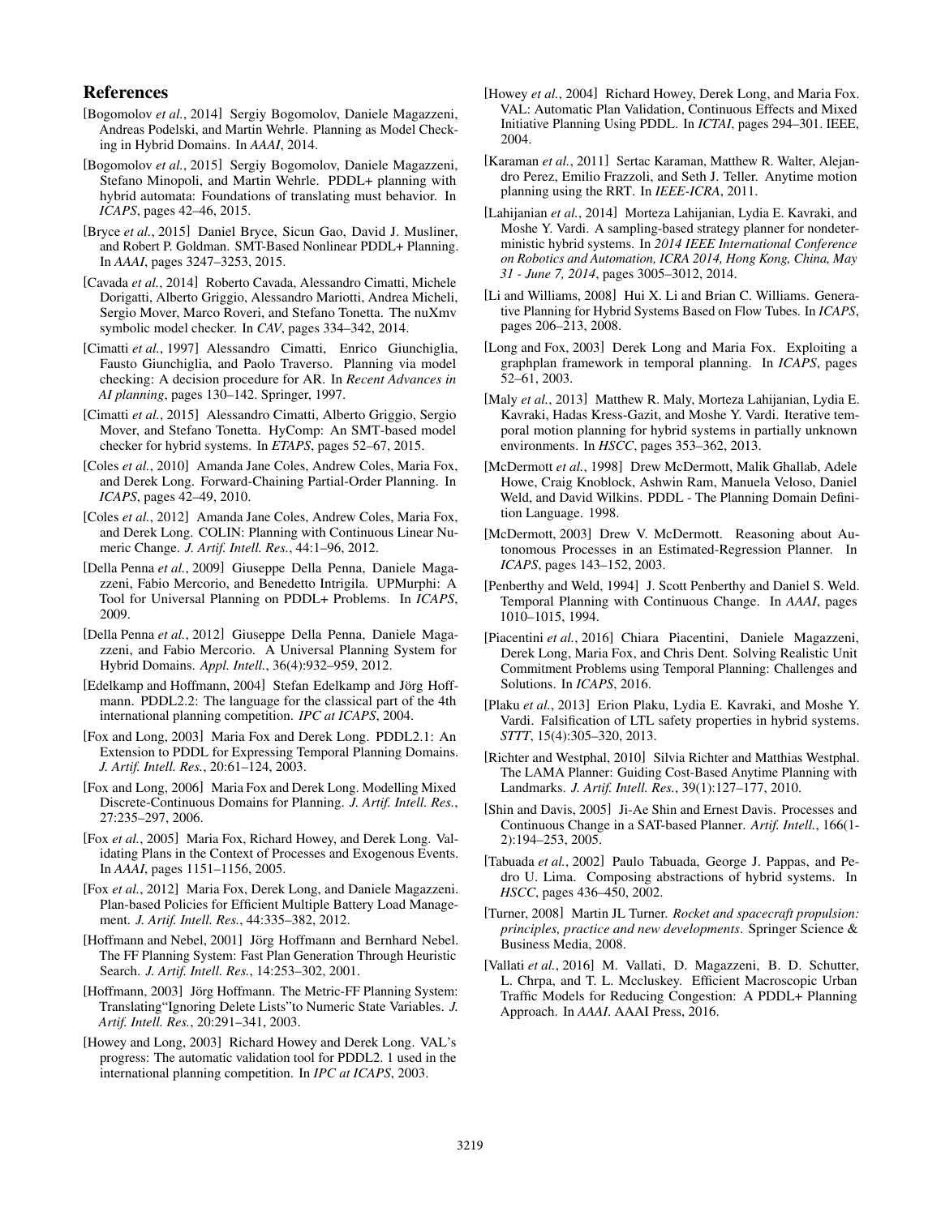## References

[Bogomolov *et al.*, 2014] Sergiy Bogomolov, Daniele Magazzeni, Andreas Podelski, and Martin Wehrle. Planning as Model Checking in Hybrid Domains. In *AAAI*, 2014.

[Bogomolov *et al.*, 2015] Sergiy Bogomolov, Daniele Magazzeni, Stefano Minopoli, and Martin Wehrle. PDDL+ planning with hybrid automata: Foundations of translating must behavior. In *ICAPS*, pages 42–46, 2015.

[Bryce *et al.*, 2015] Daniel Bryce, Sicun Gao, David J. Musliner, and Robert P. Goldman. SMT-Based Nonlinear PDDL+ Planning. In *AAAI*, pages 3247–3253, 2015.

[Cavada *et al.*, 2014] Roberto Cavada, Alessandro Cimatti, Michele Dorigatti, Alberto Griggio, Alessandro Mariotti, Andrea Micheli, Sergio Mover, Marco Roveri, and Stefano Tonetta. The nuXmv symbolic model checker. In *CAV*, pages 334–342, 2014.

[Cimatti *et al.*, 1997] Alessandro Cimatti, Enrico Giunchiglia, Fausto Giunchiglia, and Paolo Traverso. Planning via model checking: A decision procedure for AR. In *Recent Advances in AI planning*, pages 130–142. Springer, 1997.

[Cimatti *et al.*, 2015] Alessandro Cimatti, Alberto Griggio, Sergio Mover, and Stefano Tonetta. HyComp: An SMT-based model checker for hybrid systems. In *ETAPS*, pages 52–67, 2015.

[Coles *et al.*, 2010] Amanda Jane Coles, Andrew Coles, Maria Fox, and Derek Long. Forward-Chaining Partial-Order Planning. In *ICAPS*, pages 42–49, 2010.

[Coles *et al.*, 2012] Amanda Jane Coles, Andrew Coles, Maria Fox, and Derek Long. COLIN: Planning with Continuous Linear Numeric Change. *J. Artif. Intell. Res.*, 44:1–96, 2012.

[Della Penna *et al.*, 2009] Giuseppe Della Penna, Daniele Magazzeni, Fabio Mercorio, and Benedetto Intrigila. UPMurphi: A Tool for Universal Planning on PDDL+ Problems. In *ICAPS*, 2009.

[Della Penna *et al.*, 2012] Giuseppe Della Penna, Daniele Magazzeni, and Fabio Mercorio. A Universal Planning System for Hybrid Domains. *Appl. Intell.*, 36(4):932–959, 2012.

[Edelkamp and Hoffmann, 2004] Stefan Edelkamp and Jörg Hoffmann. PDDL2.2: The language for the classical part of the 4th international planning competition. *IPC at ICAPS*, 2004.

[Fox and Long, 2003] Maria Fox and Derek Long. PDDL2.1: An Extension to PDDL for Expressing Temporal Planning Domains. *J. Artif. Intell. Res.*, 20:61–124, 2003.

[Fox and Long, 2006] Maria Fox and Derek Long. Modelling Mixed Discrete-Continuous Domains for Planning. *J. Artif. Intell. Res.*, 27:235–297, 2006.

[Fox *et al.*, 2005] Maria Fox, Richard Howey, and Derek Long. Validating Plans in the Context of Processes and Exogenous Events. In *AAAI*, pages 1151–1156, 2005.

[Fox *et al.*, 2012] Maria Fox, Derek Long, and Daniele Magazzeni. Plan-based Policies for Efficient Multiple Battery Load Management. *J. Artif. Intell. Res.*, 44:335–382, 2012.

[Hoffmann and Nebel, 2001] Jörg Hoffmann and Bernhard Nebel. The FF Planning System: Fast Plan Generation Through Heuristic Search. *J. Artif. Intell. Res.*, 14:253–302, 2001.

[Hoffmann, 2003] Jörg Hoffmann. The Metric-FF Planning System: Translating"Ignoring Delete Lists"to Numeric State Variables. *J. Artif. Intell. Res.*, 20:291–341, 2003.

[Howey and Long, 2003] Richard Howey and Derek Long. VAL's progress: The automatic validation tool for PDDL2. 1 used in the international planning competition. In *IPC at ICAPS*, 2003.

[Howey *et al.*, 2004] Richard Howey, Derek Long, and Maria Fox. VAL: Automatic Plan Validation, Continuous Effects and Mixed Initiative Planning Using PDDL. In *ICTAI*, pages 294–301. IEEE, 2004.

[Karaman *et al.*, 2011] Sertac Karaman, Matthew R. Walter, Alejandro Perez, Emilio Frazzoli, and Seth J. Teller. Anytime motion planning using the RRT. In *IEEE-ICRA*, 2011.

[Lahijanian *et al.*, 2014] Morteza Lahijanian, Lydia E. Kavraki, and Moshe Y. Vardi. A sampling-based strategy planner for nondeterministic hybrid systems. In *2014 IEEE International Conference on Robotics and Automation, ICRA 2014, Hong Kong, China, May 31 - June 7, 2014*, pages 3005–3012, 2014.

[Li and Williams, 2008] Hui X. Li and Brian C. Williams. Generative Planning for Hybrid Systems Based on Flow Tubes. In *ICAPS*, pages 206–213, 2008.

[Long and Fox, 2003] Derek Long and Maria Fox. Exploiting a graphplan framework in temporal planning. In *ICAPS*, pages 52–61, 2003.

[Maly *et al.*, 2013] Matthew R. Maly, Morteza Lahijanian, Lydia E. Kavraki, Hadas Kress-Gazit, and Moshe Y. Vardi. Iterative temporal motion planning for hybrid systems in partially unknown environments. In *HSCC*, pages 353–362, 2013.

[McDermott *et al.*, 1998] Drew McDermott, Malik Ghallab, Adele Howe, Craig Knoblock, Ashwin Ram, Manuela Veloso, Daniel Weld, and David Wilkins. PDDL - The Planning Domain Definition Language. 1998.

[McDermott, 2003] Drew V. McDermott. Reasoning about Autonomous Processes in an Estimated-Regression Planner. In *ICAPS*, pages 143–152, 2003.

[Penberthy and Weld, 1994] J. Scott Penberthy and Daniel S. Weld. Temporal Planning with Continuous Change. In *AAAI*, pages 1010–1015, 1994.

[Piacentini *et al.*, 2016] Chiara Piacentini, Daniele Magazzeni, Derek Long, Maria Fox, and Chris Dent. Solving Realistic Unit Commitment Problems using Temporal Planning: Challenges and Solutions. In *ICAPS*, 2016.

[Plaku *et al.*, 2013] Erion Plaku, Lydia E. Kavraki, and Moshe Y. Vardi. Falsification of LTL safety properties in hybrid systems. *STTT*, 15(4):305–320, 2013.

[Richter and Westphal, 2010] Silvia Richter and Matthias Westphal. The LAMA Planner: Guiding Cost-Based Anytime Planning with Landmarks. *J. Artif. Intell. Res.*, 39(1):127–177, 2010.

[Shin and Davis, 2005] Ji-Ae Shin and Ernest Davis. Processes and Continuous Change in a SAT-based Planner. *Artif. Intell.*, 166(1-2):194–253, 2005.

[Tabuada *et al.*, 2002] Paulo Tabuada, George J. Pappas, and Pedro U. Lima. Composing abstractions of hybrid systems. In *HSCC*, pages 436–450, 2002.

[Turner, 2008] Martin JL Turner. *Rocket and spacecraft propulsion: principles, practice and new developments*. Springer Science & Business Media, 2008.

[Vallati *et al.*, 2016] M. Vallati, D. Magazzeni, B. D. Schutter, L. Chrpa, and T. L. Mccluskey. Efficient Macroscopic Urban Traffic Models for Reducing Congestion: A PDDL+ Planning Approach. In *AAAI*. AAAI Press, 2016.